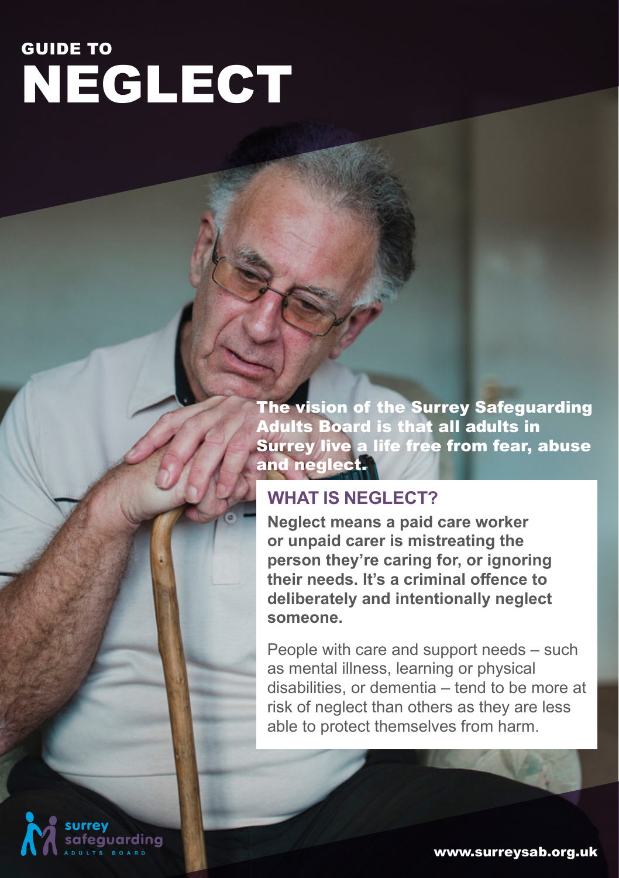# GUIDE TO NEGLECT

**The vision of the Surrey Safeguarding Adults Board is that all adults in Surrey live a life free from fear, abuse and neglect.**

## WHAT IS NEGLECT?

**Neglect means a paid care worker or unpaid carer is mistreating the person they're caring for, or ignoring their needs. It's a criminal offence to deliberately and intentionally neglect someone.**

People with care and support needs – such as mental illness, learning or physical disabilities, or dementia – tend to be more at risk of neglect than others as they are less able to protect themselves from harm.

surrey safeguarding ADULTS BOARD

www.surreysab.org.uk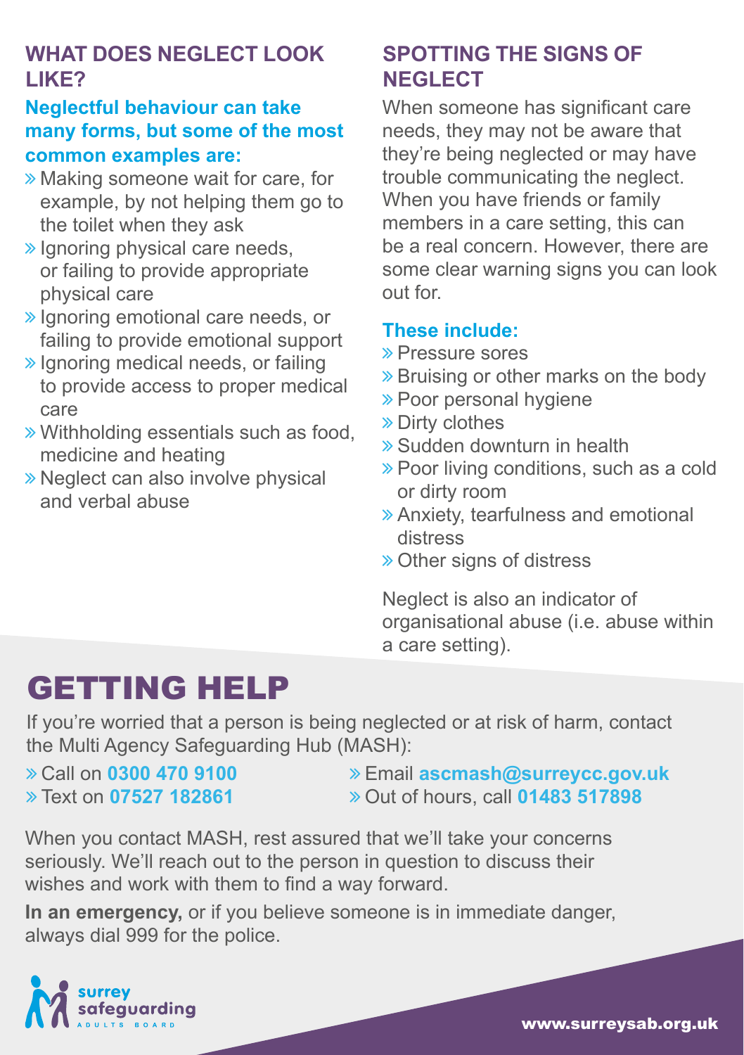## WHAT DOES NEGLECT LOOK LIKE?

### Neglectful behaviour can take many forms, but some of the most common examples are:

- Making someone wait for care, for example, by not helping them go to the toilet when they ask
- Ignoring physical care needs, or failing to provide appropriate physical care
- Ignoring emotional care needs, or failing to provide emotional support
- Ignoring medical needs, or failing to provide access to proper medical care
- Withholding essentials such as food, medicine and heating
- Neglect can also involve physical and verbal abuse

## SPOTTING THE SIGNS OF NEGLECT

When someone has significant care needs, they may not be aware that they're being neglected or may have trouble communicating the neglect. When you have friends or family members in a care setting, this can be a real concern. However, there are some clear warning signs you can look out for.

### These include:

- Pressure sores
- Bruising or other marks on the body
- Poor personal hygiene
- Dirty clothes
- Sudden downturn in health
- Poor living conditions, such as a cold or dirty room
- Anxiety, tearfulness and emotional distress
- Other signs of distress

Neglect is also an indicator of organisational abuse (i.e. abuse within a care setting).

# GETTING HELP

If you're worried that a person is being neglected or at risk of harm, contact the Multi Agency Safeguarding Hub (MASH):

- Call on **0300 470 9100**
- Text on **07527 182861**
- Email **ascmash@surreycc.gov.uk**
- Out of hours, call **01483 517898**

When you contact MASH, rest assured that we'll take your concerns seriously. We'll reach out to the person in question to discuss their wishes and work with them to find a way forward.

**In an emergency,** or if you believe someone is in immediate danger, always dial 999 for the police.

surrey safeguarding ADULTS BOARD

www.surreysab.org.uk